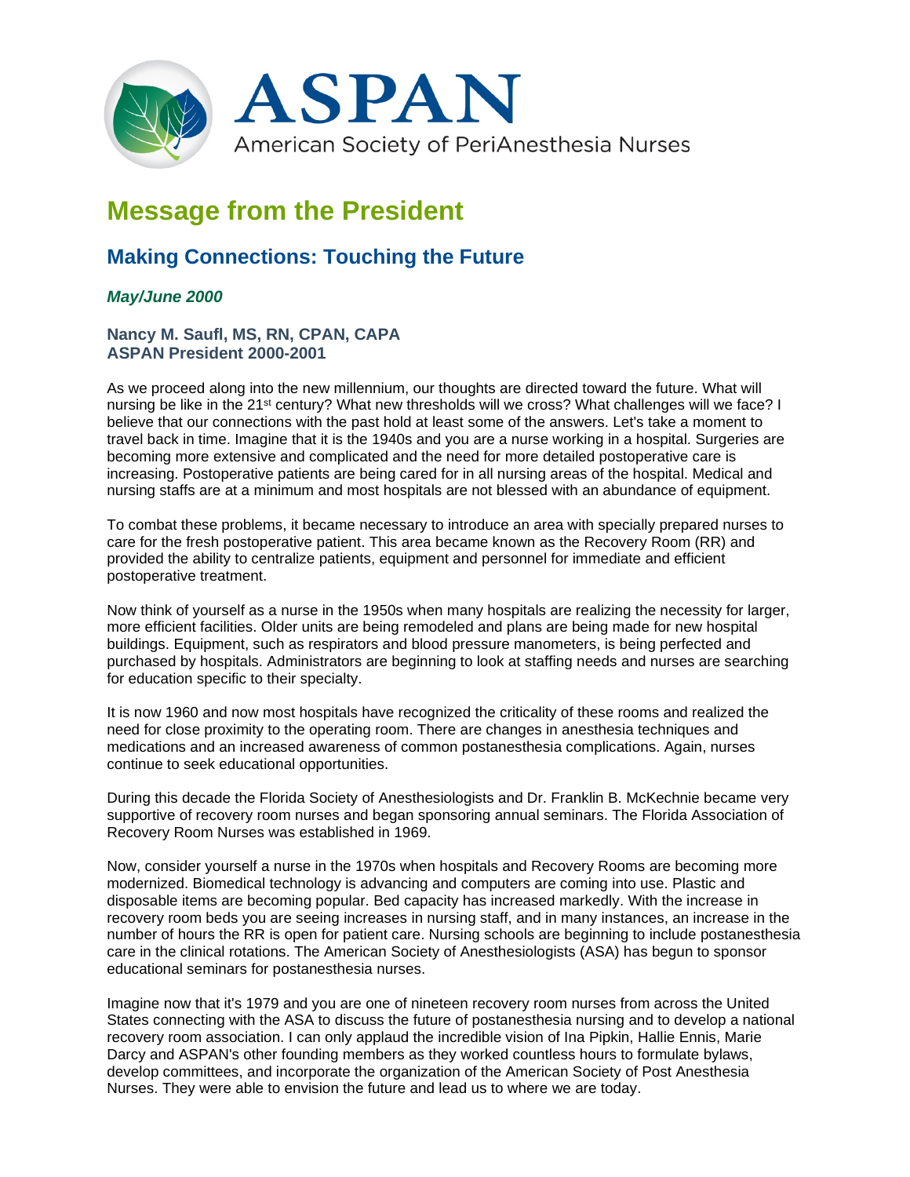ASPAN

American Society of PeriAnesthesia Nurses

# Message from the President

## Making Connections: Touching the Future

***May/June 2000***

**Nancy M. Saufl, MS, RN, CPAN, CAPA**
**ASPAN President 2000-2001**

As we proceed along into the new millennium, our thoughts are directed toward the future. What will nursing be like in the 21st century? What new thresholds will we cross? What challenges will we face? I believe that our connections with the past hold at least some of the answers. Let's take a moment to travel back in time. Imagine that it is the 1940s and you are a nurse working in a hospital. Surgeries are becoming more extensive and complicated and the need for more detailed postoperative care is increasing. Postoperative patients are being cared for in all nursing areas of the hospital. Medical and nursing staffs are at a minimum and most hospitals are not blessed with an abundance of equipment.

To combat these problems, it became necessary to introduce an area with specially prepared nurses to care for the fresh postoperative patient. This area became known as the Recovery Room (RR) and provided the ability to centralize patients, equipment and personnel for immediate and efficient postoperative treatment.

Now think of yourself as a nurse in the 1950s when many hospitals are realizing the necessity for larger, more efficient facilities. Older units are being remodeled and plans are being made for new hospital buildings. Equipment, such as respirators and blood pressure manometers, is being perfected and purchased by hospitals. Administrators are beginning to look at staffing needs and nurses are searching for education specific to their specialty.

It is now 1960 and now most hospitals have recognized the criticality of these rooms and realized the need for close proximity to the operating room. There are changes in anesthesia techniques and medications and an increased awareness of common postanesthesia complications. Again, nurses continue to seek educational opportunities.

During this decade the Florida Society of Anesthesiologists and Dr. Franklin B. McKechnie became very supportive of recovery room nurses and began sponsoring annual seminars. The Florida Association of Recovery Room Nurses was established in 1969.

Now, consider yourself a nurse in the 1970s when hospitals and Recovery Rooms are becoming more modernized. Biomedical technology is advancing and computers are coming into use. Plastic and disposable items are becoming popular. Bed capacity has increased markedly. With the increase in recovery room beds you are seeing increases in nursing staff, and in many instances, an increase in the number of hours the RR is open for patient care. Nursing schools are beginning to include postanesthesia care in the clinical rotations. The American Society of Anesthesiologists (ASA) has begun to sponsor educational seminars for postanesthesia nurses.

Imagine now that it's 1979 and you are one of nineteen recovery room nurses from across the United States connecting with the ASA to discuss the future of postanesthesia nursing and to develop a national recovery room association. I can only applaud the incredible vision of Ina Pipkin, Hallie Ennis, Marie Darcy and ASPAN's other founding members as they worked countless hours to formulate bylaws, develop committees, and incorporate the organization of the American Society of Post Anesthesia Nurses. They were able to envision the future and lead us to where we are today.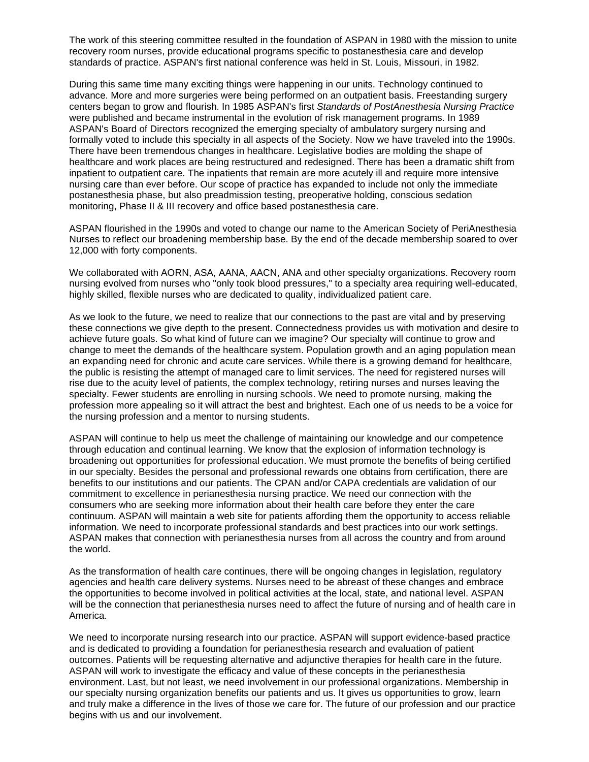The work of this steering committee resulted in the foundation of ASPAN in 1980 with the mission to unite recovery room nurses, provide educational programs specific to postanesthesia care and develop standards of practice. ASPAN's first national conference was held in St. Louis, Missouri, in 1982.

During this same time many exciting things were happening in our units. Technology continued to advance. More and more surgeries were being performed on an outpatient basis. Freestanding surgery centers began to grow and flourish. In 1985 ASPAN's first *Standards of PostAnesthesia Nursing Practice* were published and became instrumental in the evolution of risk management programs. In 1989 ASPAN's Board of Directors recognized the emerging specialty of ambulatory surgery nursing and formally voted to include this specialty in all aspects of the Society. Now we have traveled into the 1990s. There have been tremendous changes in healthcare. Legislative bodies are molding the shape of healthcare and work places are being restructured and redesigned. There has been a dramatic shift from inpatient to outpatient care. The inpatients that remain are more acutely ill and require more intensive nursing care than ever before. Our scope of practice has expanded to include not only the immediate postanesthesia phase, but also preadmission testing, preoperative holding, conscious sedation monitoring, Phase II & III recovery and office based postanesthesia care.

ASPAN flourished in the 1990s and voted to change our name to the American Society of PeriAnesthesia Nurses to reflect our broadening membership base. By the end of the decade membership soared to over 12,000 with forty components.

We collaborated with AORN, ASA, AANA, AACN, ANA and other specialty organizations. Recovery room nursing evolved from nurses who "only took blood pressures," to a specialty area requiring well-educated, highly skilled, flexible nurses who are dedicated to quality, individualized patient care.

As we look to the future, we need to realize that our connections to the past are vital and by preserving these connections we give depth to the present. Connectedness provides us with motivation and desire to achieve future goals. So what kind of future can we imagine? Our specialty will continue to grow and change to meet the demands of the healthcare system. Population growth and an aging population mean an expanding need for chronic and acute care services. While there is a growing demand for healthcare, the public is resisting the attempt of managed care to limit services. The need for registered nurses will rise due to the acuity level of patients, the complex technology, retiring nurses and nurses leaving the specialty. Fewer students are enrolling in nursing schools. We need to promote nursing, making the profession more appealing so it will attract the best and brightest. Each one of us needs to be a voice for the nursing profession and a mentor to nursing students.

ASPAN will continue to help us meet the challenge of maintaining our knowledge and our competence through education and continual learning. We know that the explosion of information technology is broadening out opportunities for professional education. We must promote the benefits of being certified in our specialty. Besides the personal and professional rewards one obtains from certification, there are benefits to our institutions and our patients. The CPAN and/or CAPA credentials are validation of our commitment to excellence in perianesthesia nursing practice. We need our connection with the consumers who are seeking more information about their health care before they enter the care continuum. ASPAN will maintain a web site for patients affording them the opportunity to access reliable information. We need to incorporate professional standards and best practices into our work settings. ASPAN makes that connection with perianesthesia nurses from all across the country and from around the world.

As the transformation of health care continues, there will be ongoing changes in legislation, regulatory agencies and health care delivery systems. Nurses need to be abreast of these changes and embrace the opportunities to become involved in political activities at the local, state, and national level. ASPAN will be the connection that perianesthesia nurses need to affect the future of nursing and of health care in America.

We need to incorporate nursing research into our practice. ASPAN will support evidence-based practice and is dedicated to providing a foundation for perianesthesia research and evaluation of patient outcomes. Patients will be requesting alternative and adjunctive therapies for health care in the future. ASPAN will work to investigate the efficacy and value of these concepts in the perianesthesia environment. Last, but not least, we need involvement in our professional organizations. Membership in our specialty nursing organization benefits our patients and us. It gives us opportunities to grow, learn and truly make a difference in the lives of those we care for. The future of our profession and our practice begins with us and our involvement.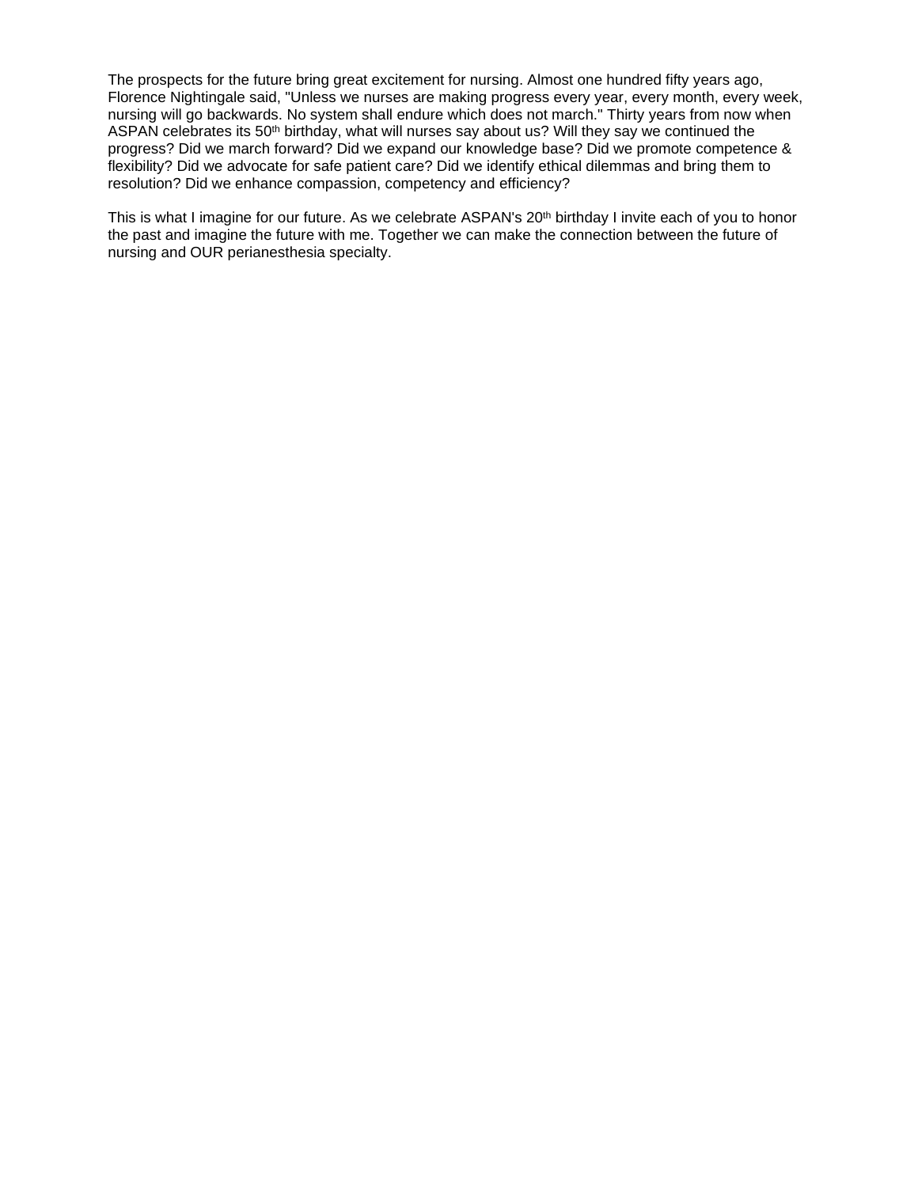The prospects for the future bring great excitement for nursing. Almost one hundred fifty years ago, Florence Nightingale said, "Unless we nurses are making progress every year, every month, every week, nursing will go backwards. No system shall endure which does not march." Thirty years from now when ASPAN celebrates its 50th birthday, what will nurses say about us? Will they say we continued the progress? Did we march forward? Did we expand our knowledge base? Did we promote competence & flexibility? Did we advocate for safe patient care? Did we identify ethical dilemmas and bring them to resolution? Did we enhance compassion, competency and efficiency?

This is what I imagine for our future. As we celebrate ASPAN's 20th birthday I invite each of you to honor the past and imagine the future with me. Together we can make the connection between the future of nursing and OUR perianesthesia specialty.